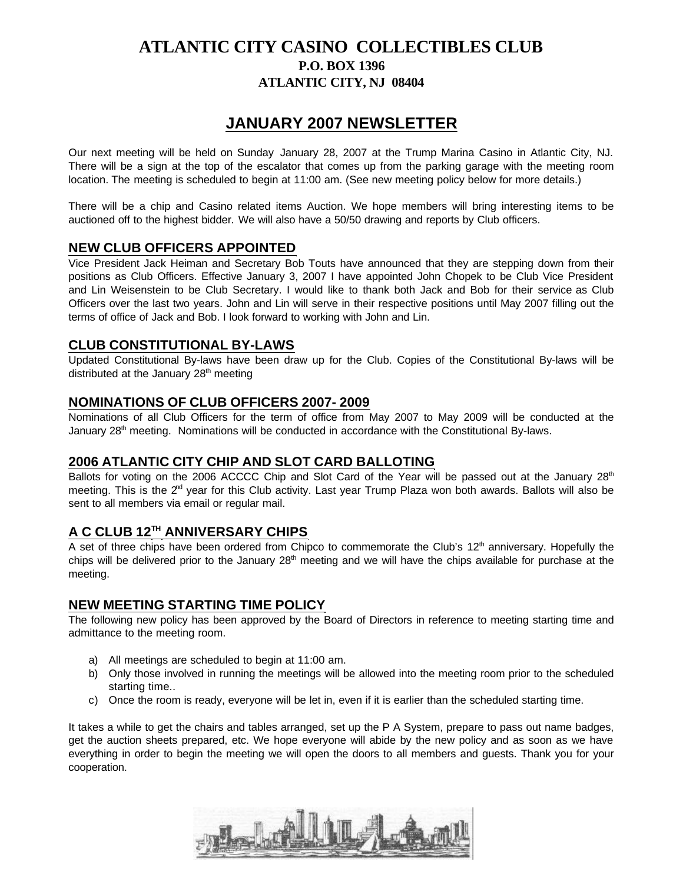# ATLANTIC CITY CASINO COLLECTIBLES CLUB

**P.O. BOX 1396**

**ATLANTIC CITY, NJ 08404**

## JANUARY 2007 NEWSLETTER

Our next meeting will be held on Sunday January 28, 2007 at the Trump Marina Casino in Atlantic City, NJ. There will be a sign at the top of the escalator that comes up from the parking garage with the meeting room location. The meeting is scheduled to begin at 11:00 am. (See new meeting policy below for more details.)

There will be a chip and Casino related items Auction. We hope members will bring interesting items to be auctioned off to the highest bidder. We will also have a 50/50 drawing and reports by Club officers.

### NEW CLUB OFFICERS APPOINTED

Vice President Jack Heiman and Secretary Bob Touts have announced that they are stepping down from their positions as Club Officers. Effective January 3, 2007 I have appointed John Chopek to be Club Vice President and Lin Weisenstein to be Club Secretary. I would like to thank both Jack and Bob for their service as Club Officers over the last two years. John and Lin will serve in their respective positions until May 2007 filling out the terms of office of Jack and Bob. I look forward to working with John and Lin.

### CLUB CONSTITUTIONAL BY-LAWS

Updated Constitutional By-laws have been draw up for the Club. Copies of the Constitutional By-laws will be distributed at the January 28th meeting

### NOMINATIONS OF CLUB OFFICERS 2007- 2009

Nominations of all Club Officers for the term of office from May 2007 to May 2009 will be conducted at the January 28th meeting. Nominations will be conducted in accordance with the Constitutional By-laws.

### 2006 ATLANTIC CITY CHIP AND SLOT CARD BALLOTING

Ballots for voting on the 2006 ACCCC Chip and Slot Card of the Year will be passed out at the January 28th meeting. This is the 2nd year for this Club activity. Last year Trump Plaza won both awards. Ballots will also be sent to all members via email or regular mail.

### A C CLUB 12TH ANNIVERSARY CHIPS

A set of three chips have been ordered from Chipco to commemorate the Club's 12th anniversary. Hopefully the chips will be delivered prior to the January 28th meeting and we will have the chips available for purchase at the meeting.

### NEW MEETING STARTING TIME POLICY

The following new policy has been approved by the Board of Directors in reference to meeting starting time and admittance to the meeting room.

a) All meetings are scheduled to begin at 11:00 am.
b) Only those involved in running the meetings will be allowed into the meeting room prior to the scheduled starting time..
c) Once the room is ready, everyone will be let in, even if it is earlier than the scheduled starting time.

It takes a while to get the chairs and tables arranged, set up the P A System, prepare to pass out name badges, get the auction sheets prepared, etc. We hope everyone will abide by the new policy and as soon as we have everything in order to begin the meeting we will open the doors to all members and guests. Thank you for your cooperation.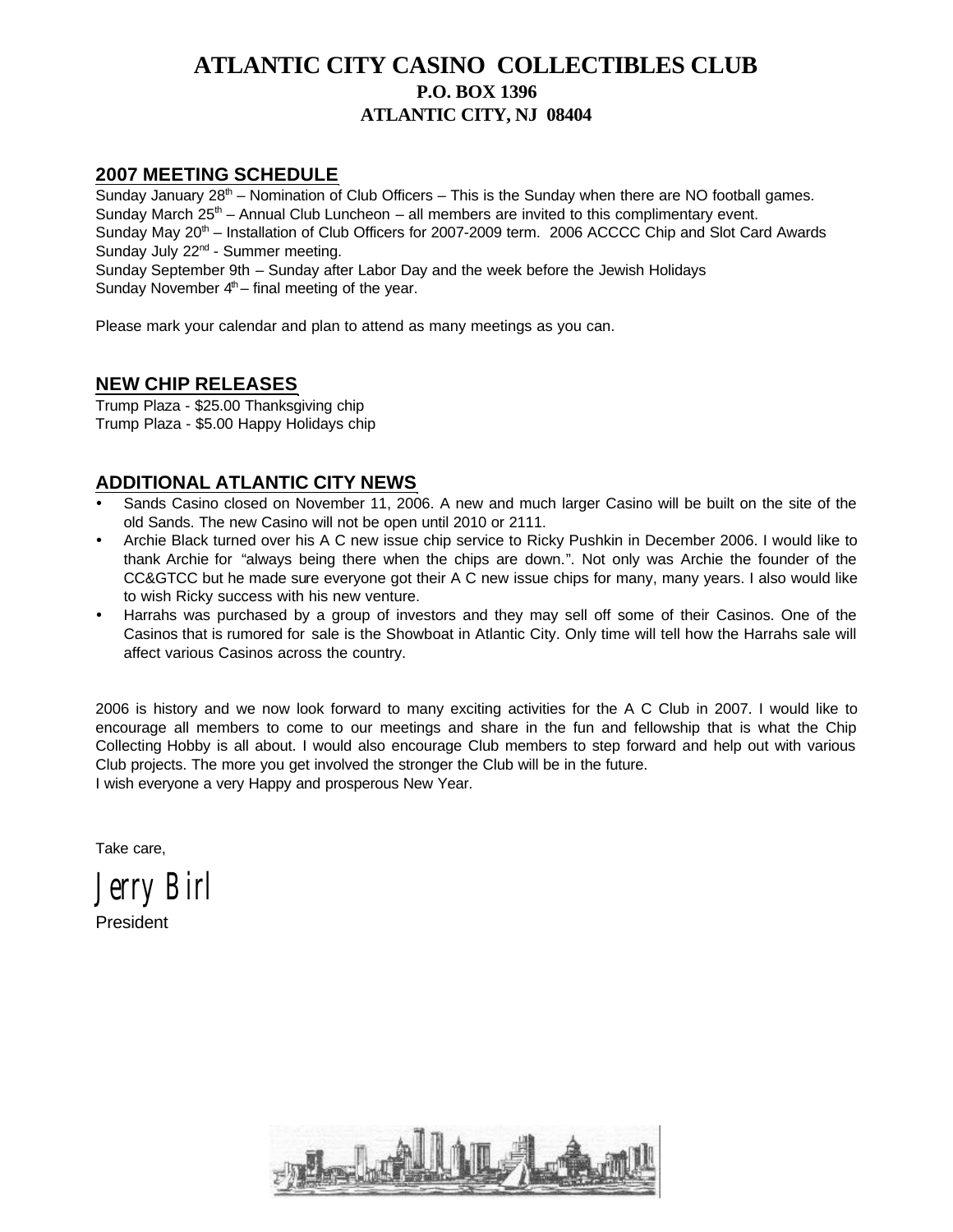# ATLANTIC CITY CASINO COLLECTIBLES CLUB

**P.O. BOX 1396**

**ATLANTIC CITY, NJ 08404**

## 2007 MEETING SCHEDULE

Sunday January 28th – Nomination of Club Officers – This is the Sunday when there are NO football games.
Sunday March 25th – Annual Club Luncheon – all members are invited to this complimentary event.
Sunday May 20th – Installation of Club Officers for 2007-2009 term. 2006 ACCCC Chip and Slot Card Awards
Sunday July 22nd - Summer meeting.
Sunday September 9th – Sunday after Labor Day and the week before the Jewish Holidays
Sunday November 4th – final meeting of the year.

Please mark your calendar and plan to attend as many meetings as you can.

## NEW CHIP RELEASES

Trump Plaza - $25.00 Thanksgiving chip
Trump Plaza - $5.00 Happy Holidays chip

## ADDITIONAL ATLANTIC CITY NEWS

- Sands Casino closed on November 11, 2006. A new and much larger Casino will be built on the site of the old Sands. The new Casino will not be open until 2010 or 2111.
- Archie Black turned over his A C new issue chip service to Ricky Pushkin in December 2006. I would like to thank Archie for "always being there when the chips are down.". Not only was Archie the founder of the CC&GTCC but he made sure everyone got their A C new issue chips for many, many years. I also would like to wish Ricky success with his new venture.
- Harrahs was purchased by a group of investors and they may sell off some of their Casinos. One of the Casinos that is rumored for sale is the Showboat in Atlantic City. Only time will tell how the Harrahs sale will affect various Casinos across the country.

2006 is history and we now look forward to many exciting activities for the A C Club in 2007. I would like to encourage all members to come to our meetings and share in the fun and fellowship that is what the Chip Collecting Hobby is all about. I would also encourage Club members to step forward and help out with various Club projects. The more you get involved the stronger the Club will be in the future.
I wish everyone a very Happy and prosperous New Year.

Take care,

Jerry Birl

President